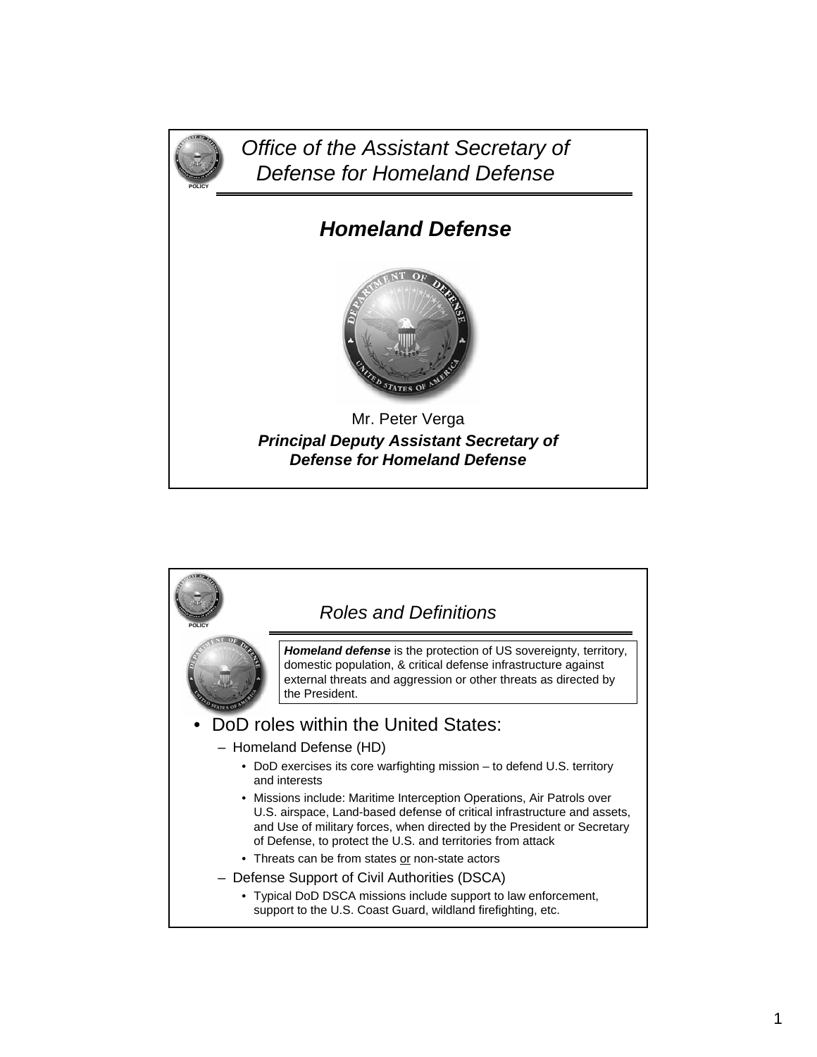# Office of the Assistant Secretary of Defense for Homeland Defense

POLICY

## *Homeland Defense*

Mr. Peter Verga

***Principal Deputy Assistant Secretary of Defense for Homeland Defense***

---

POLICY

## *Roles and Definitions*

***Homeland defense*** is the protection of US sovereignty, territory, domestic population, & critical defense infrastructure against external threats and aggression or other threats as directed by the President.

- DoD roles within the United States:
  - Homeland Defense (HD)
    - DoD exercises its core warfighting mission – to defend U.S. territory and interests
    - Missions include: Maritime Interception Operations, Air Patrols over U.S. airspace, Land-based defense of critical infrastructure and assets, and Use of military forces, when directed by the President or Secretary of Defense, to protect the U.S. and territories from attack
    - Threats can be from states <u>or</u> non-state actors
  - Defense Support of Civil Authorities (DSCA)
    - Typical DoD DSCA missions include support to law enforcement, support to the U.S. Coast Guard, wildland firefighting, etc.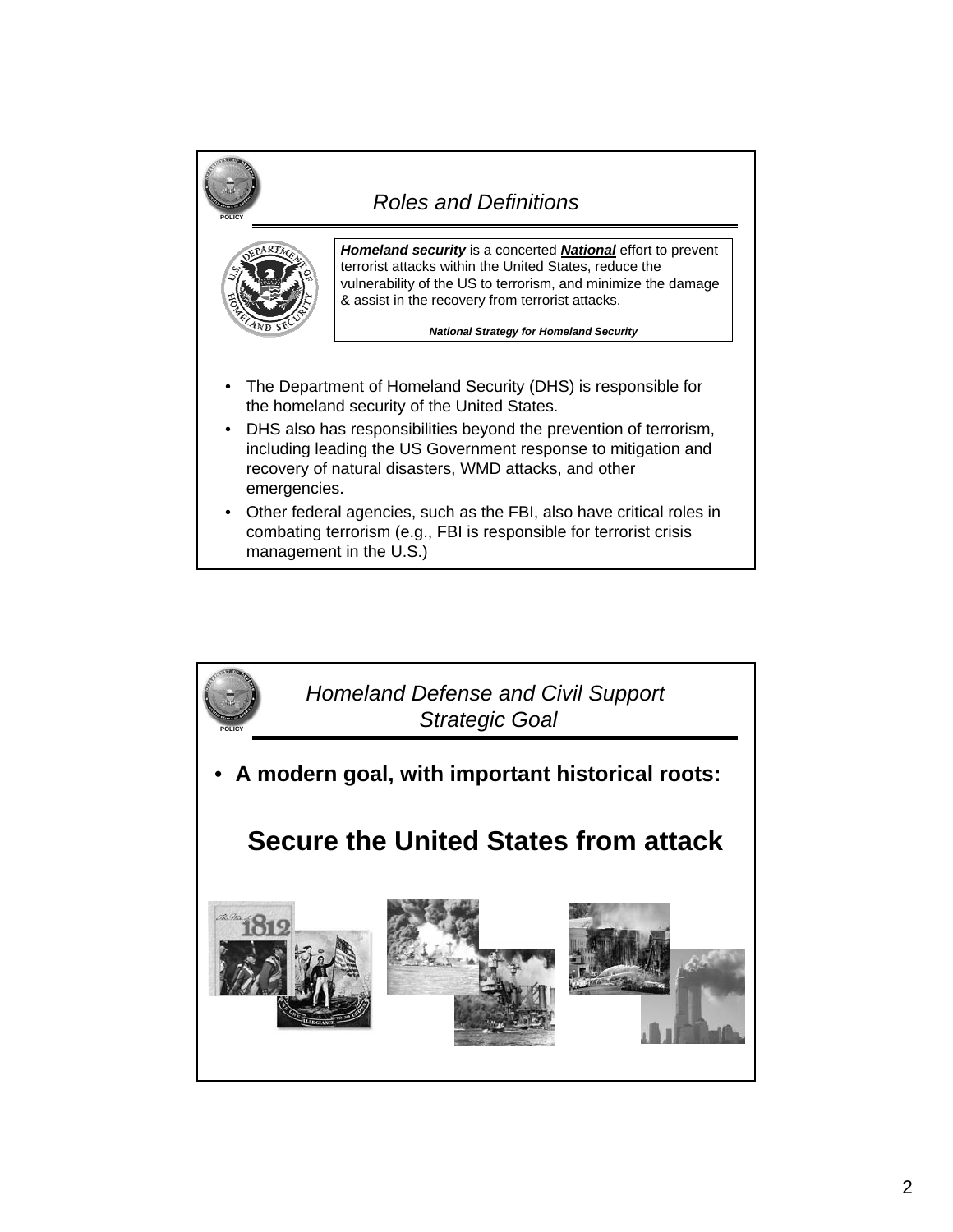## Roles and Definitions

***Homeland security*** is a concerted ***National*** effort to prevent terrorist attacks within the United States, reduce the vulnerability of the US to terrorism, and minimize the damage & assist in the recovery from terrorist attacks.

***National Strategy for Homeland Security***

- The Department of Homeland Security (DHS) is responsible for the homeland security of the United States.
- DHS also has responsibilities beyond the prevention of terrorism, including leading the US Government response to mitigation and recovery of natural disasters, WMD attacks, and other emergencies.
- Other federal agencies, such as the FBI, also have critical roles in combating terrorism (e.g., FBI is responsible for terrorist crisis management in the U.S.)

## Homeland Defense and Civil Support Strategic Goal

- **A modern goal, with important historical roots:**

**Secure the United States from attack**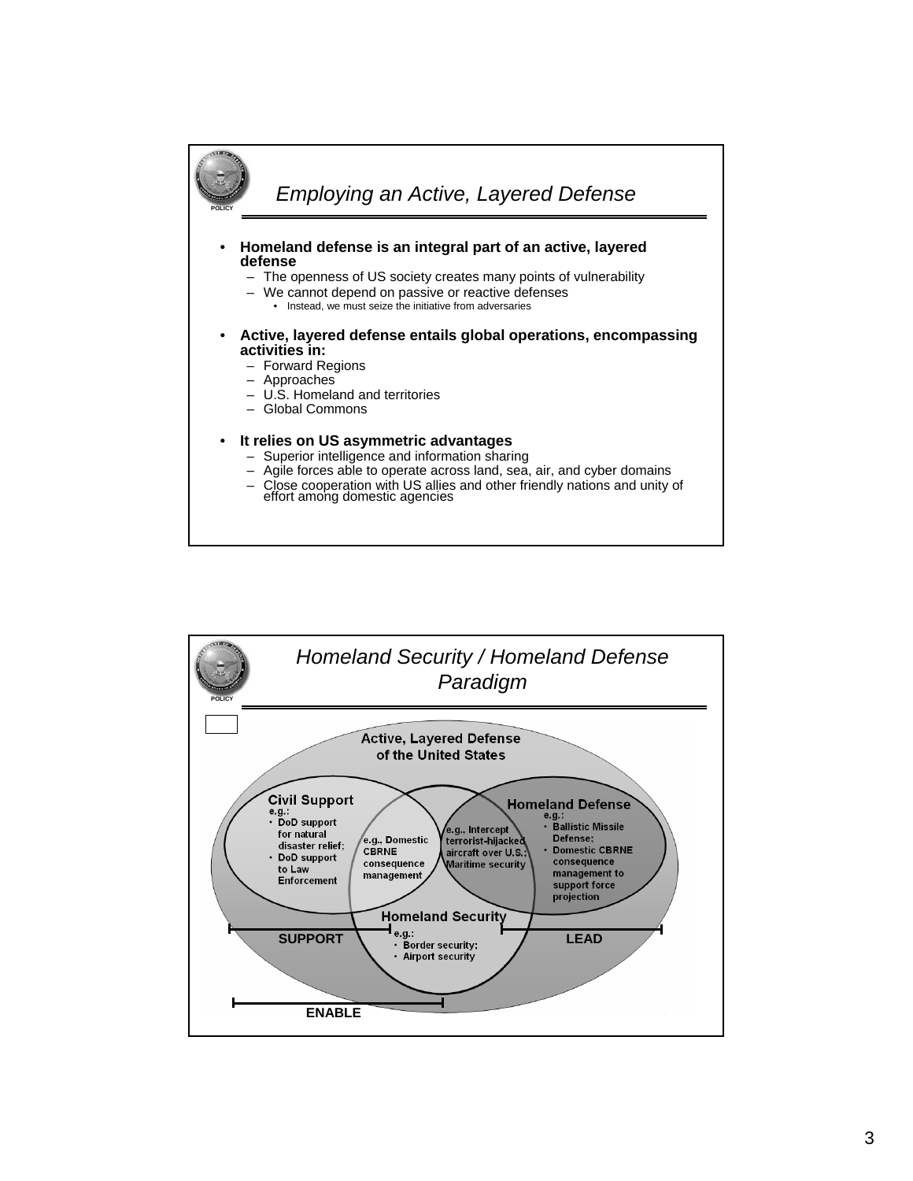## Employing an Active, Layered Defense

- **Homeland defense is an integral part of an active, layered defense**
  - The openness of US society creates many points of vulnerability
  - We cannot depend on passive or reactive defenses
    - Instead, we must seize the initiative from adversaries
- **Active, layered defense entails global operations, encompassing activities in:**
  - Forward Regions
  - Approaches
  - U.S. Homeland and territories
  - Global Commons
- **It relies on US asymmetric advantages**
  - Superior intelligence and information sharing
  - Agile forces able to operate across land, sea, air, and cyber domains
  - Close cooperation with US allies and other friendly nations and unity of effort among domestic agencies

## Homeland Security / Homeland Defense Paradigm

**Active, Layered Defense of the United States**

**Civil Support**
e.g.:
- DoD support for natural disaster relief;
- DoD support to Law Enforcement

e.g., Domestic CBRNE consequence management

e.g., Intercept terrorist-hijacked aircraft over U.S.; Maritime security

**Homeland Defense**
e.g.:
- Ballistic Missile Defense;
- Domestic CBRNE consequence management to support force projection

**Homeland Security**
e.g.:
- Border security;
- Airport security

SUPPORT

LEAD

ENABLE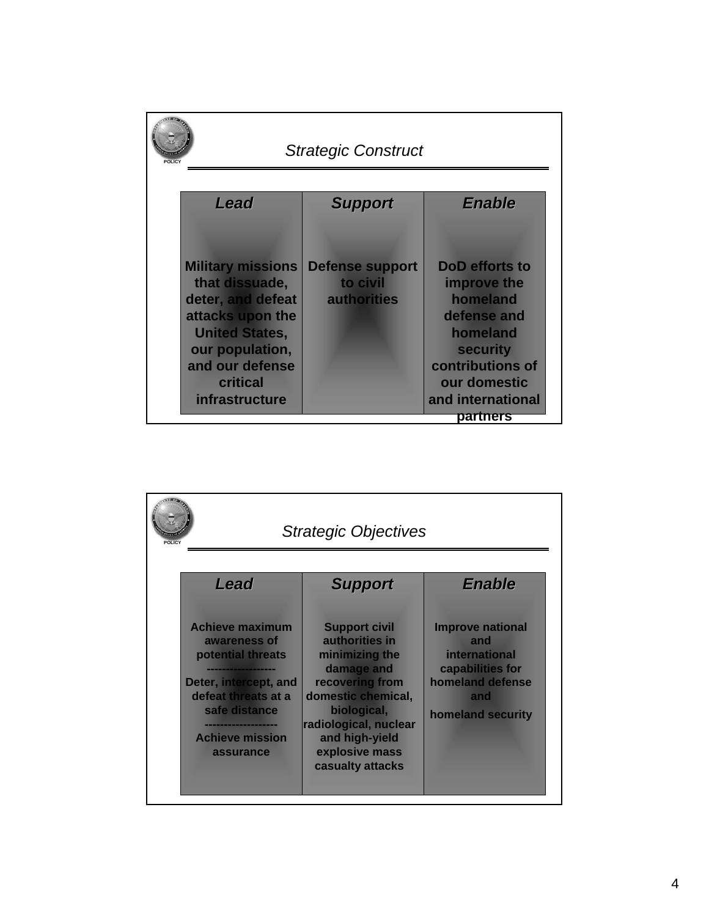## *Strategic Construct*

POLICY

| *Lead* | *Support* | *Enable* |
|---|---|---|
| **Military missions that dissuade, deter, and defeat attacks upon the United States, our population, and our defense critical infrastructure** | **Defense support to civil authorities** | **DoD efforts to improve the homeland defense and homeland security contributions of our domestic and international partners** |

## *Strategic Objectives*

POLICY

| *Lead* | *Support* | *Enable* |
|---|---|---|
| **Achieve maximum awareness of potential threats**<br>------------------<br>**Deter, intercept, and defeat threats at a safe distance**<br>-------------------<br>**Achieve mission assurance** | **Support civil authorities in minimizing the damage and recovering from domestic chemical, biological, radiological, nuclear and high-yield explosive mass casualty attacks** | **Improve national and international capabilities for homeland defense and homeland security** |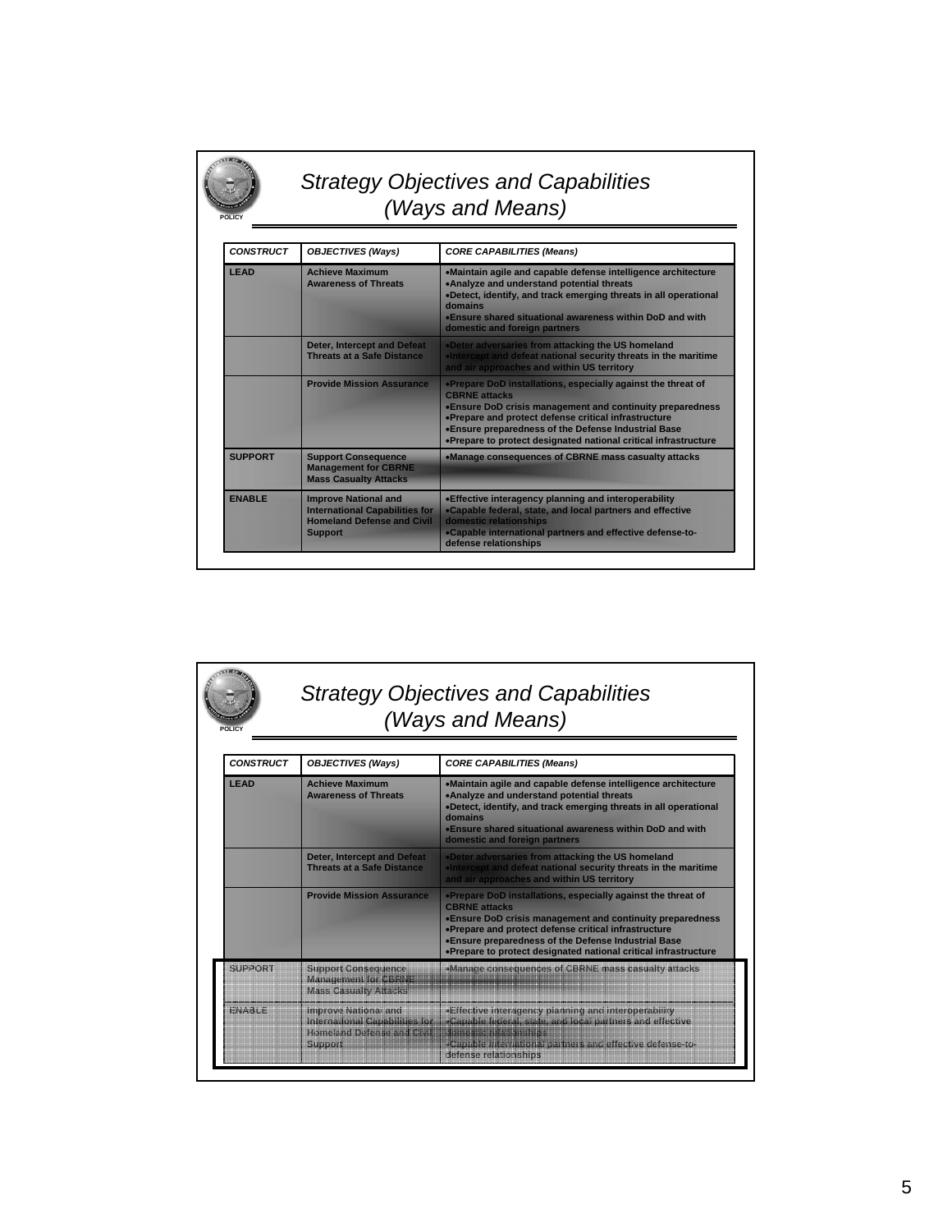## Strategy Objectives and Capabilities (Ways and Means)

| *CONSTRUCT* | *OBJECTIVES (Ways)* | *CORE CAPABILITIES (Means)* |
|---|---|---|
| **LEAD** | **Achieve Maximum Awareness of Threats** | •Maintain agile and capable defense intelligence architecture<br>•Analyze and understand potential threats<br>•Detect, identify, and track emerging threats in all operational domains<br>•Ensure shared situational awareness within DoD and with domestic and foreign partners |
| | **Deter, Intercept and Defeat Threats at a Safe Distance** | •Deter adversaries from attacking the US homeland<br>•Intercept and defeat national security threats in the maritime and air approaches and within US territory |
| | **Provide Mission Assurance** | •Prepare DoD installations, especially against the threat of CBRNE attacks<br>•Ensure DoD crisis management and continuity preparedness<br>•Prepare and protect defense critical infrastructure<br>•Ensure preparedness of the Defense Industrial Base<br>•Prepare to protect designated national critical infrastructure |
| **SUPPORT** | **Support Consequence Management for CBRNE Mass Casualty Attacks** | •Manage consequences of CBRNE mass casualty attacks |
| **ENABLE** | **Improve National and International Capabilities for Homeland Defense and Civil Support** | •Effective interagency planning and interoperability<br>•Capable federal, state, and local partners and effective domestic relationships<br>•Capable international partners and effective defense-to-defense relationships |

## Strategy Objectives and Capabilities (Ways and Means)

| *CONSTRUCT* | *OBJECTIVES (Ways)* | *CORE CAPABILITIES (Means)* |
|---|---|---|
| **LEAD** | **Achieve Maximum Awareness of Threats** | •Maintain agile and capable defense intelligence architecture<br>•Analyze and understand potential threats<br>•Detect, identify, and track emerging threats in all operational domains<br>•Ensure shared situational awareness within DoD and with domestic and foreign partners |
| | **Deter, Intercept and Defeat Threats at a Safe Distance** | •Deter adversaries from attacking the US homeland<br>•Intercept and defeat national security threats in the maritime and air approaches and within US territory |
| | **Provide Mission Assurance** | •Prepare DoD installations, especially against the threat of CBRNE attacks<br>•Ensure DoD crisis management and continuity preparedness<br>•Prepare and protect defense critical infrastructure<br>•Ensure preparedness of the Defense Industrial Base<br>•Prepare to protect designated national critical infrastructure |
| **SUPPORT** | **Support Consequence Management for CBRNE Mass Casualty Attacks** | •Manage consequences of CBRNE mass casualty attacks |
| **ENABLE** | **Improve National and International Capabilities for Homeland Defense and Civil Support** | •Effective interagency planning and interoperability<br>•Capable federal, state, and local partners and effective domestic relationships<br>•Capable international partners and effective defense-to-defense relationships |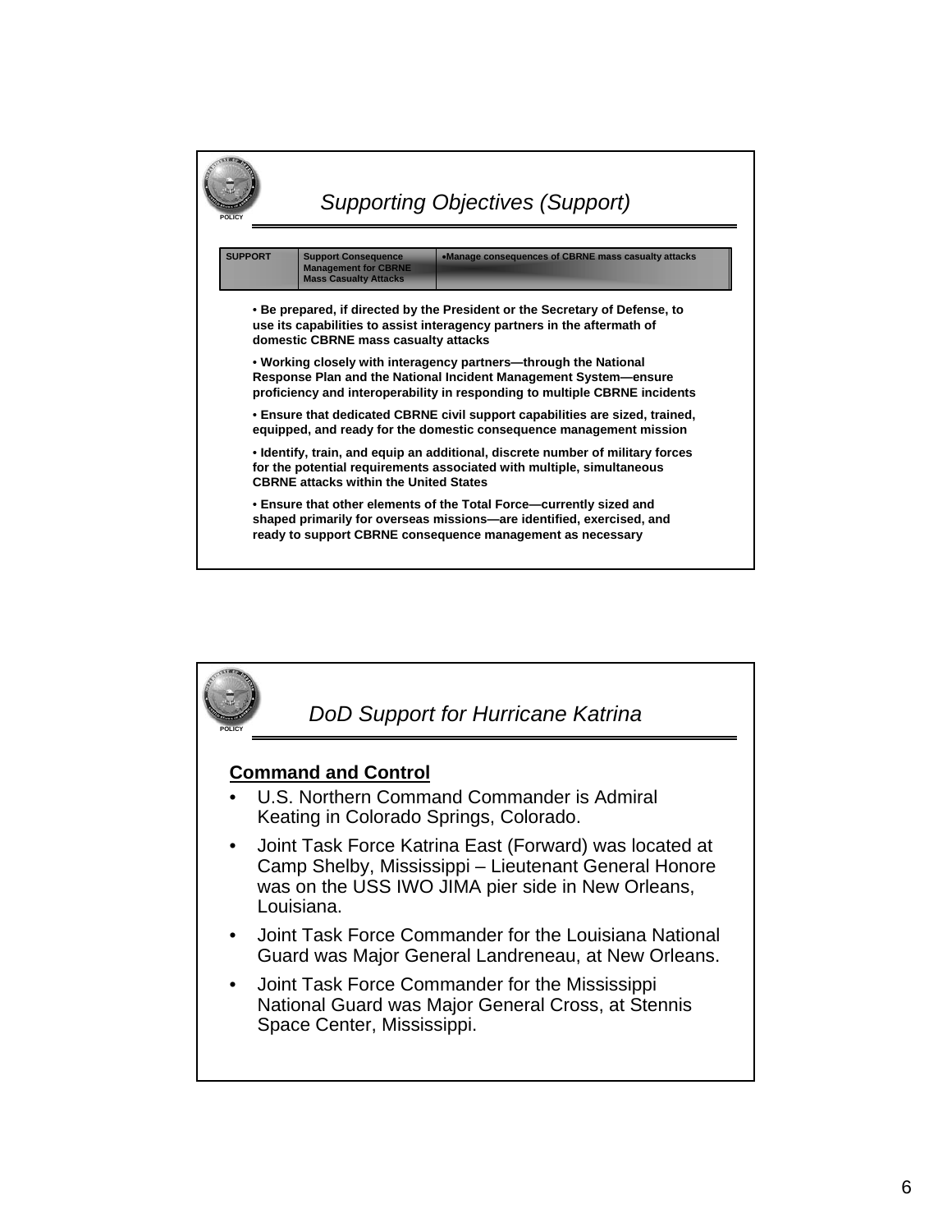## Supporting Objectives (Support)

| SUPPORT | Support Consequence Management for CBRNE Mass Casualty Attacks | •Manage consequences of CBRNE mass casualty attacks |
|---|---|---|

- **Be prepared, if directed by the President or the Secretary of Defense, to use its capabilities to assist interagency partners in the aftermath of domestic CBRNE mass casualty attacks**
- **Working closely with interagency partners—through the National Response Plan and the National Incident Management System—ensure proficiency and interoperability in responding to multiple CBRNE incidents**
- **Ensure that dedicated CBRNE civil support capabilities are sized, trained, equipped, and ready for the domestic consequence management mission**
- **Identify, train, and equip an additional, discrete number of military forces for the potential requirements associated with multiple, simultaneous CBRNE attacks within the United States**
- **Ensure that other elements of the Total Force—currently sized and shaped primarily for overseas missions—are identified, exercised, and ready to support CBRNE consequence management as necessary**

## DoD Support for Hurricane Katrina

**Command and Control**

- U.S. Northern Command Commander is Admiral Keating in Colorado Springs, Colorado.
- Joint Task Force Katrina East (Forward) was located at Camp Shelby, Mississippi – Lieutenant General Honore was on the USS IWO JIMA pier side in New Orleans, Louisiana.
- Joint Task Force Commander for the Louisiana National Guard was Major General Landreneau, at New Orleans.
- Joint Task Force Commander for the Mississippi National Guard was Major General Cross, at Stennis Space Center, Mississippi.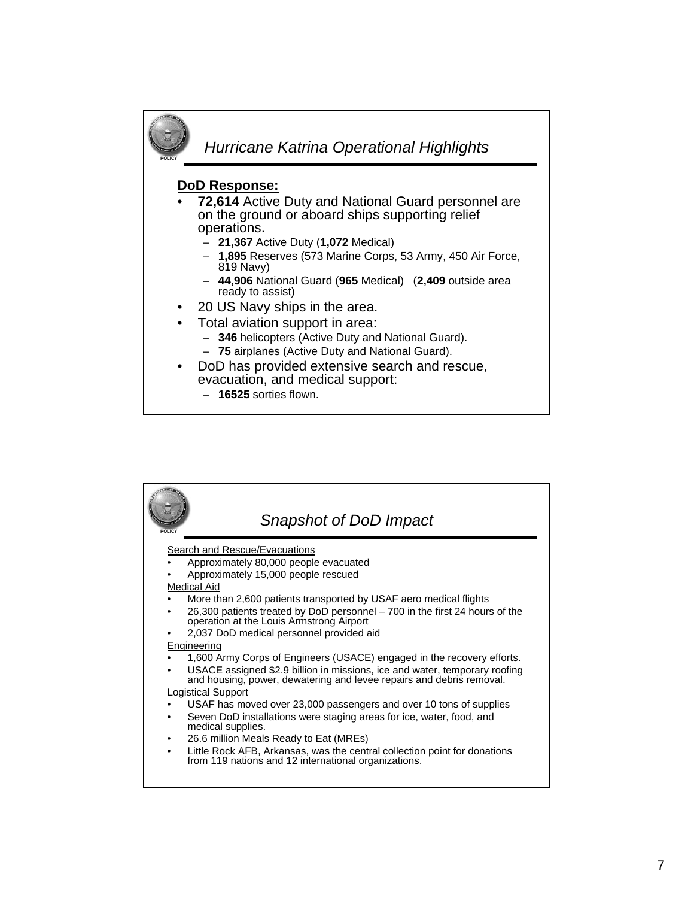## Hurricane Katrina Operational Highlights

**DoD Response:**

- **72,614** Active Duty and National Guard personnel are on the ground or aboard ships supporting relief operations.
  - **21,367** Active Duty (**1,072** Medical)
  - **1,895** Reserves (573 Marine Corps, 53 Army, 450 Air Force, 819 Navy)
  - **44,906** National Guard (**965** Medical) (**2,409** outside area ready to assist)
- 20 US Navy ships in the area.
- Total aviation support in area:
  - **346** helicopters (Active Duty and National Guard).
  - **75** airplanes (Active Duty and National Guard).
- DoD has provided extensive search and rescue, evacuation, and medical support:
  - **16525** sorties flown.

## Snapshot of DoD Impact

Search and Rescue/Evacuations

- Approximately 80,000 people evacuated
- Approximately 15,000 people rescued

Medical Aid

- More than 2,600 patients transported by USAF aero medical flights
- 26,300 patients treated by DoD personnel – 700 in the first 24 hours of the operation at the Louis Armstrong Airport
- 2,037 DoD medical personnel provided aid

Engineering

- 1,600 Army Corps of Engineers (USACE) engaged in the recovery efforts.
- USACE assigned $2.9 billion in missions, ice and water, temporary roofing and housing, power, dewatering and levee repairs and debris removal.

Logistical Support

- USAF has moved over 23,000 passengers and over 10 tons of supplies
- Seven DoD installations were staging areas for ice, water, food, and medical supplies.
- 26.6 million Meals Ready to Eat (MREs)
- Little Rock AFB, Arkansas, was the central collection point for donations from 119 nations and 12 international organizations.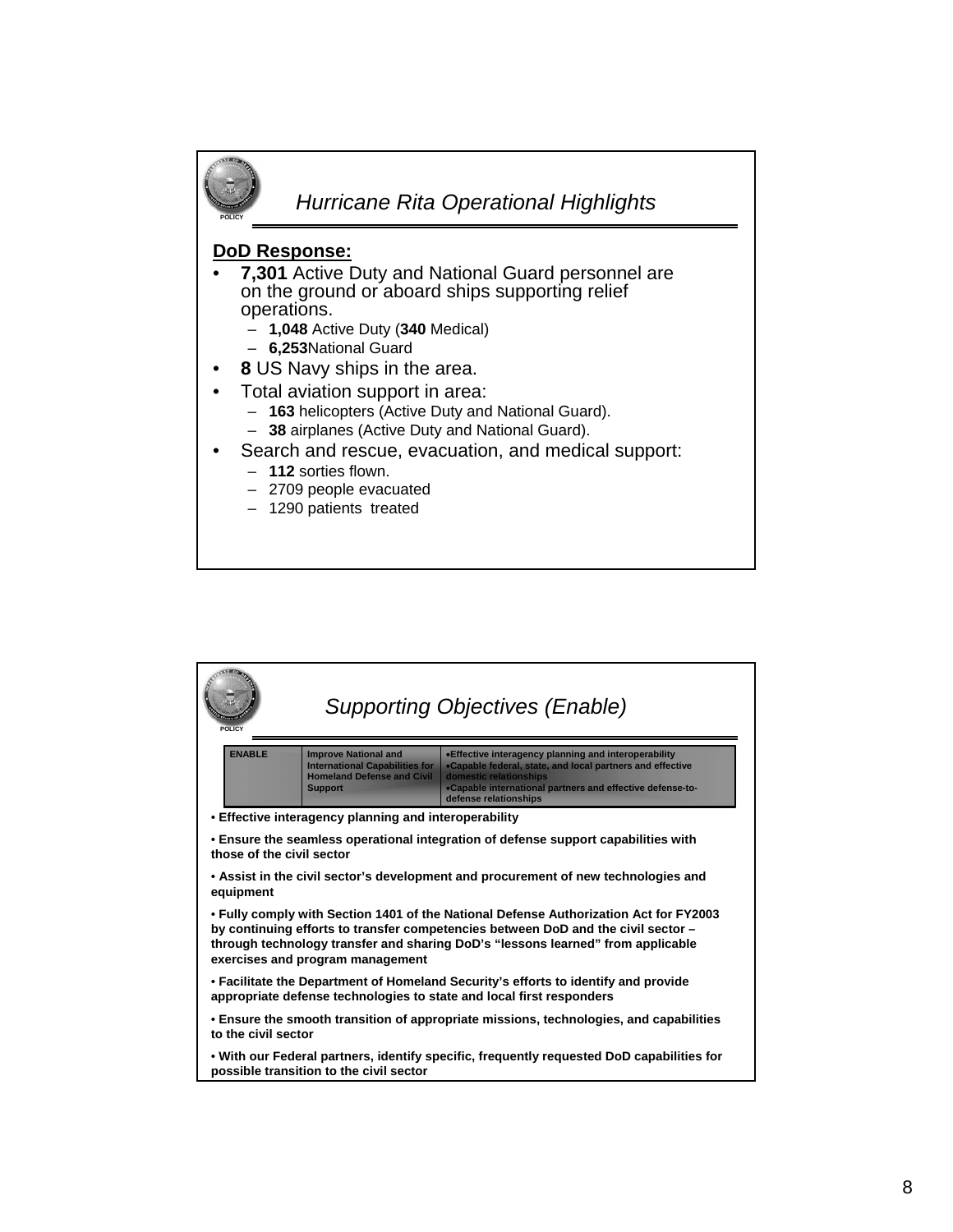## Hurricane Rita Operational Highlights

**DoD Response:**

- **7,301** Active Duty and National Guard personnel are on the ground or aboard ships supporting relief operations.
  - **1,048** Active Duty (**340** Medical)
  - **6,253**National Guard
- **8** US Navy ships in the area.
- Total aviation support in area:
  - **163** helicopters (Active Duty and National Guard).
  - **38** airplanes (Active Duty and National Guard).
- Search and rescue, evacuation, and medical support:
  - **112** sorties flown.
  - 2709 people evacuated
  - 1290 patients treated

## Supporting Objectives (Enable)

| ENABLE | Improve National and International Capabilities for Homeland Defense and Civil Support | •Effective interagency planning and interoperability •Capable federal, state, and local partners and effective domestic relationships •Capable international partners and effective defense-to-defense relationships |
|---|---|---|

**• Effective interagency planning and interoperability**

**• Ensure the seamless operational integration of defense support capabilities with those of the civil sector**

**• Assist in the civil sector's development and procurement of new technologies and equipment**

**• Fully comply with Section 1401 of the National Defense Authorization Act for FY2003 by continuing efforts to transfer competencies between DoD and the civil sector – through technology transfer and sharing DoD's "lessons learned" from applicable exercises and program management**

**• Facilitate the Department of Homeland Security's efforts to identify and provide appropriate defense technologies to state and local first responders**

**• Ensure the smooth transition of appropriate missions, technologies, and capabilities to the civil sector**

**• With our Federal partners, identify specific, frequently requested DoD capabilities for possible transition to the civil sector**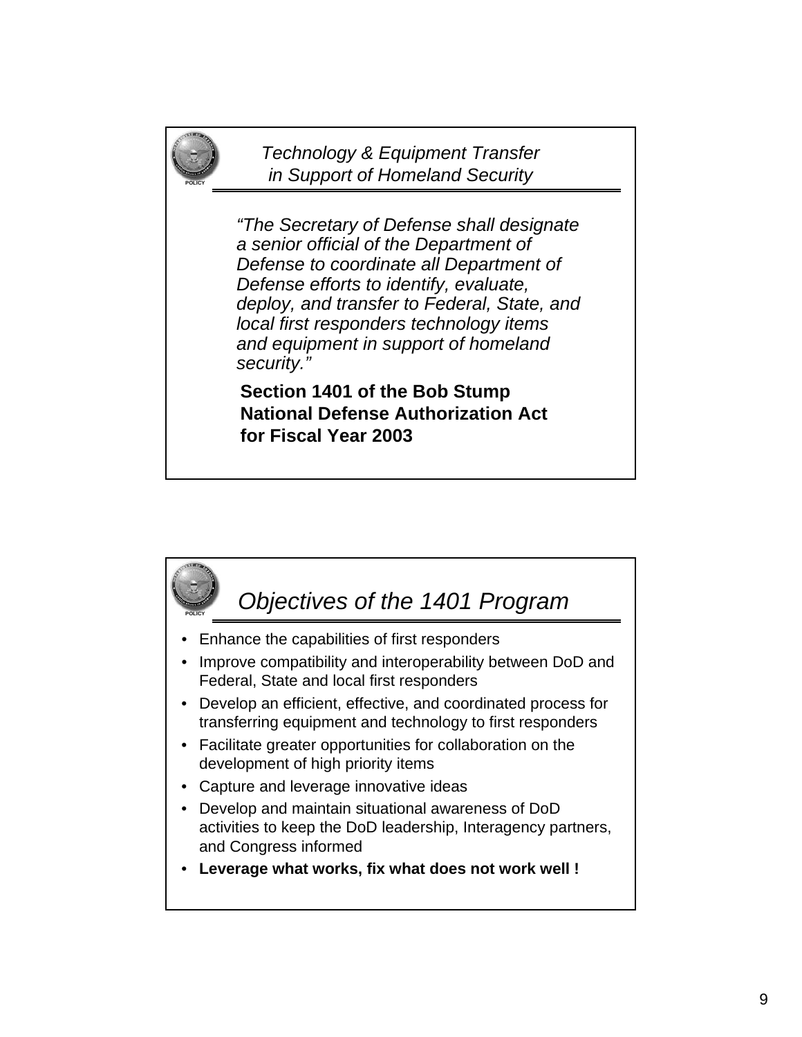## *Technology & Equipment Transfer in Support of Homeland Security*

POLICY

*"The Secretary of Defense shall designate a senior official of the Department of Defense to coordinate all Department of Defense efforts to identify, evaluate, deploy, and transfer to Federal, State, and local first responders technology items and equipment in support of homeland security."*

**Section 1401 of the Bob Stump National Defense Authorization Act for Fiscal Year 2003**

## *Objectives of the 1401 Program*

POLICY

- Enhance the capabilities of first responders
- Improve compatibility and interoperability between DoD and Federal, State and local first responders
- Develop an efficient, effective, and coordinated process for transferring equipment and technology to first responders
- Facilitate greater opportunities for collaboration on the development of high priority items
- Capture and leverage innovative ideas
- Develop and maintain situational awareness of DoD activities to keep the DoD leadership, Interagency partners, and Congress informed
- **Leverage what works, fix what does not work well !**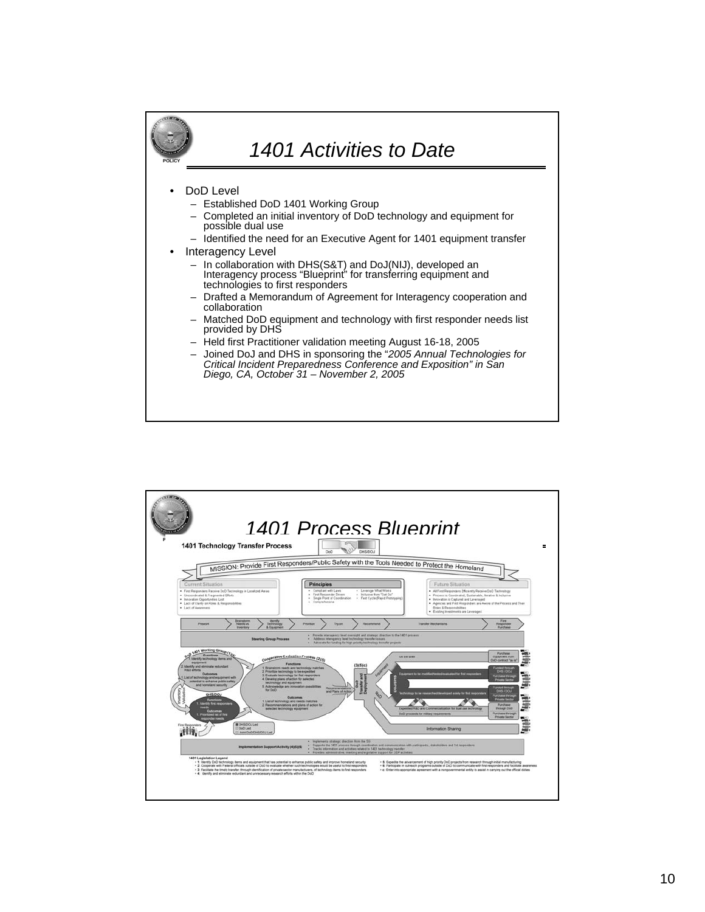# 1401 Activities to Date

- DoD Level
  - Established DoD 1401 Working Group
  - Completed an initial inventory of DoD technology and equipment for possible dual use
  - Identified the need for an Executive Agent for 1401 equipment transfer
- Interagency Level
  - In collaboration with DHS(S&T) and DoJ(NIJ), developed an Interagency process "Blueprint" for transferring equipment and technologies to first responders
  - Drafted a Memorandum of Agreement for Interagency cooperation and collaboration
  - Matched DoD equipment and technology with first responder needs list provided by DHS
  - Held first Practitioner validation meeting August 16-18, 2005
  - Joined DoJ and DHS in sponsoring the "*2005 Annual Technologies for Critical Incident Preparedness Conference and Exposition" in San Diego, CA, October 31 – November 2, 2005*

# 1401 Process Blueprint

**1401 Technology Transfer Process**

MISSION: Provide First Responders/Public Safety with the Tools Needed to Protect the Homeland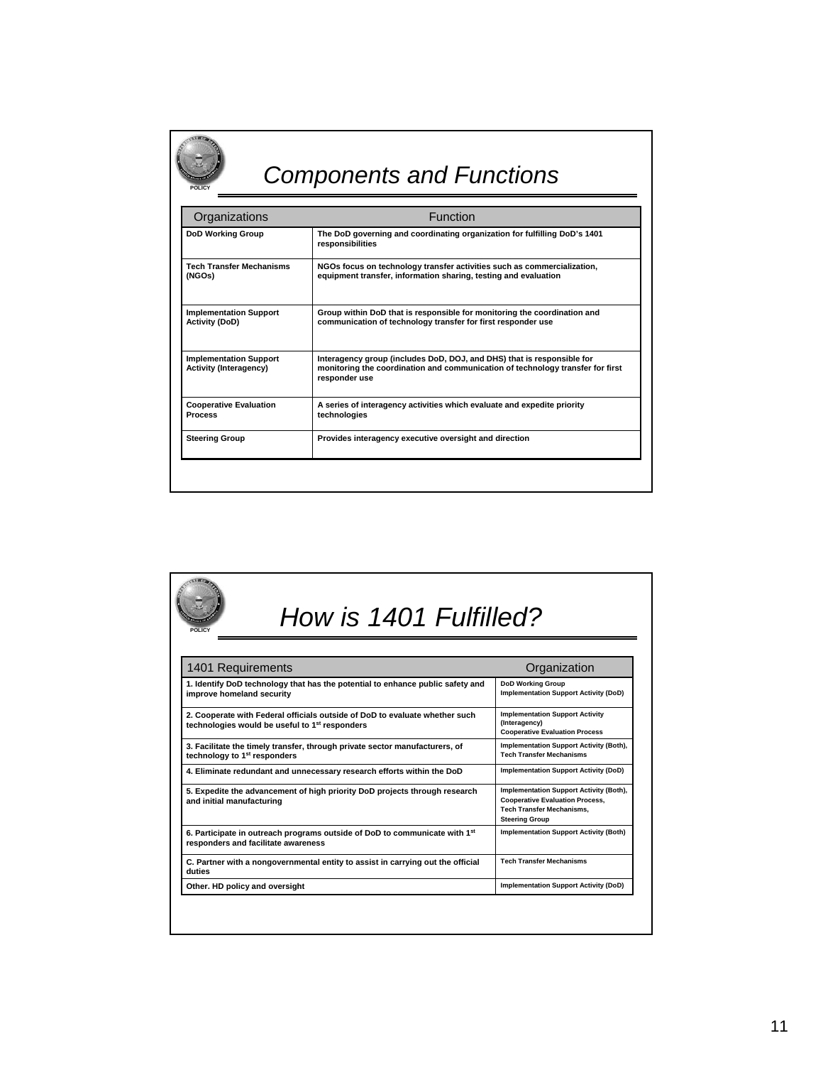## Components and Functions

| Organizations | Function |
| --- | --- |
| DoD Working Group | The DoD governing and coordinating organization for fulfilling DoD's 1401 responsibilities |
| Tech Transfer Mechanisms (NGOs) | NGOs focus on technology transfer activities such as commercialization, equipment transfer, information sharing, testing and evaluation |
| Implementation Support Activity (DoD) | Group within DoD that is responsible for monitoring the coordination and communication of technology transfer for first responder use |
| Implementation Support Activity (Interagency) | Interagency group (includes DoD, DOJ, and DHS) that is responsible for monitoring the coordination and communication of technology transfer for first responder use |
| Cooperative Evaluation Process | A series of interagency activities which evaluate and expedite priority technologies |
| Steering Group | Provides interagency executive oversight and direction |

## How is 1401 Fulfilled?

| 1401 Requirements | Organization |
| --- | --- |
| 1. Identify DoD technology that has the potential to enhance public safety and improve homeland security | DoD Working Group<br>Implementation Support Activity (DoD) |
| 2. Cooperate with Federal officials outside of DoD to evaluate whether such technologies would be useful to 1st responders | Implementation Support Activity (Interagency)<br>Cooperative Evaluation Process |
| 3. Facilitate the timely transfer, through private sector manufacturers, of technology to 1st responders | Implementation Support Activity (Both), Tech Transfer Mechanisms |
| 4. Eliminate redundant and unnecessary research efforts within the DoD | Implementation Support Activity (DoD) |
| 5. Expedite the advancement of high priority DoD projects through research and initial manufacturing | Implementation Support Activity (Both), Cooperative Evaluation Process, Tech Transfer Mechanisms, Steering Group |
| 6. Participate in outreach programs outside of DoD to communicate with 1st responders and facilitate awareness | Implementation Support Activity (Both) |
| C. Partner with a nongovernmental entity to assist in carrying out the official duties | Tech Transfer Mechanisms |
| Other. HD policy and oversight | Implementation Support Activity (DoD) |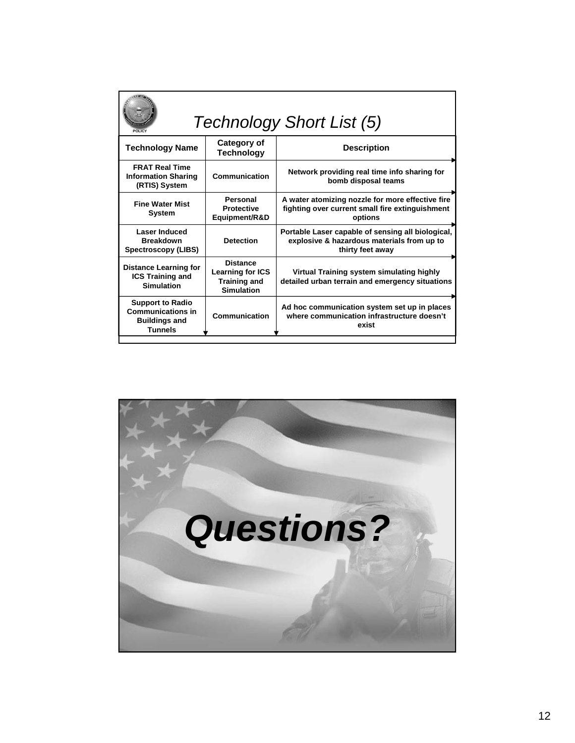# Technology Short List (5)

| Technology Name | Category of Technology | Description |
|---|---|---|
| FRAT Real Time Information Sharing (RTIS) System | Communication | Network providing real time info sharing for bomb disposal teams |
| Fine Water Mist System | Personal Protective Equipment/R&D | A water atomizing nozzle for more effective fire fighting over current small fire extinguishment options |
| Laser Induced Breakdown Spectroscopy (LIBS) | Detection | Portable Laser capable of sensing all biological, explosive & hazardous materials from up to thirty feet away |
| Distance Learning for ICS Training and Simulation | Distance Learning for ICS Training and Simulation | Virtual Training system simulating highly detailed urban terrain and emergency situations |
| Support to Radio Communications in Buildings and Tunnels | Communication | Ad hoc communication system set up in places where communication infrastructure doesn't exist |

# *Questions?*